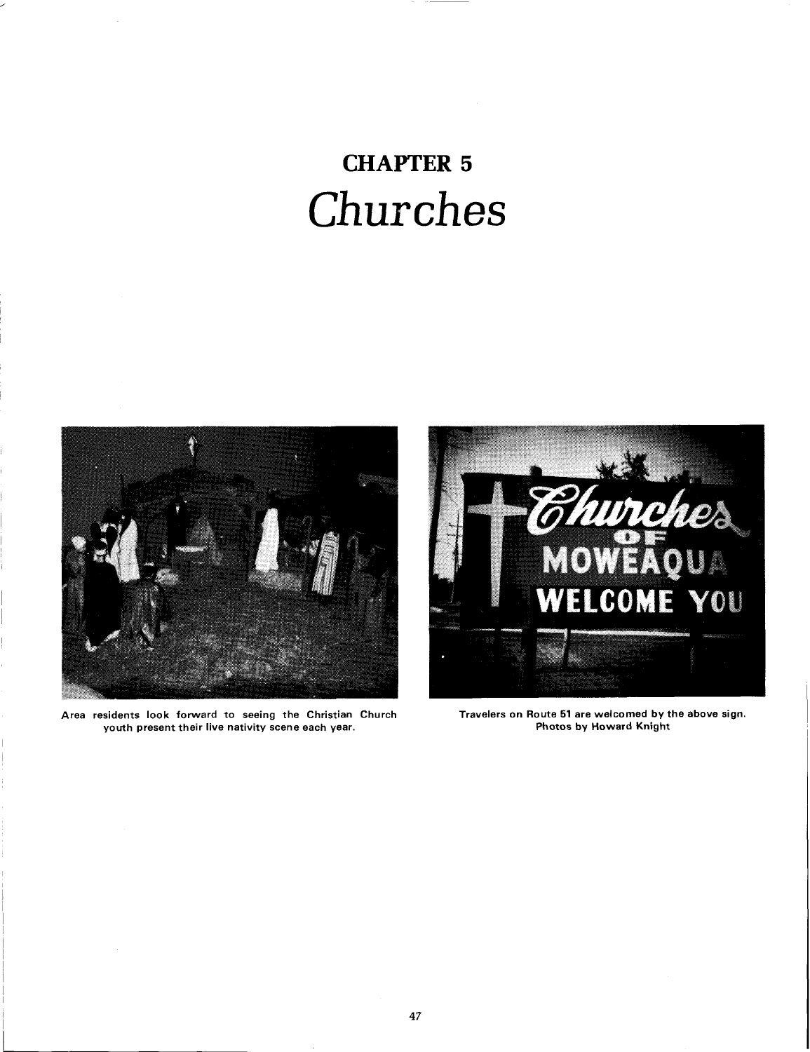# CHAPTER 5
# *Churches*

Area residents look forward to seeing the Christian Church youth present their live nativity scene each year.

Travelers on Route 51 are welcomed by the above sign.
Photos by Howard Knight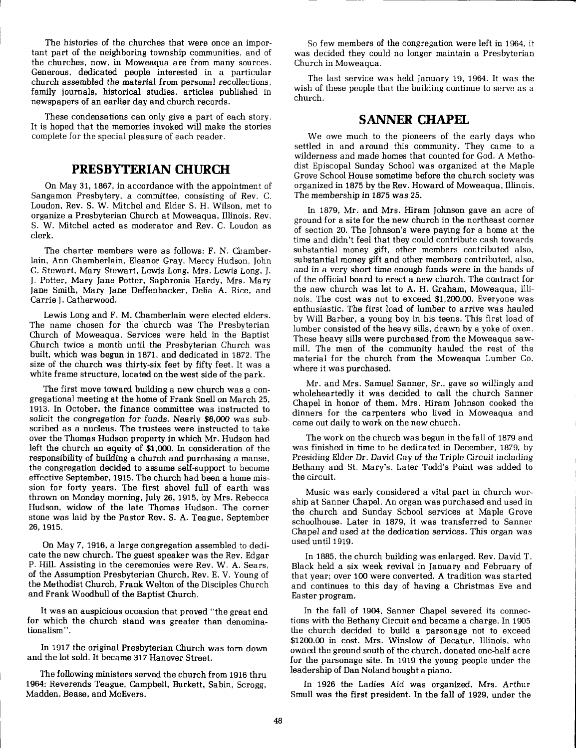The histories of the churches that were once an important part of the neighboring township communities, and of the churches, now, in Moweaqua are from many sources. Generous, dedicated people interested in a particular church assembled the material from personal recollections, family journals, historical studies, articles published in newspapers of an earlier day and church records.

These condensations can only give a part of each story. It is hoped that the memories invoked will make the stories complete for the special pleasure of each reader.

## PRESBYTERIAN CHURCH

On May 31, 1867, in accordance with the appointment of Sangamon Presbytery, a committee, consisting of Rev. C. Loudon, Rev. S. W. Mitchel and Elder S. H. Wilson, met to organize a Presbyterian Church at Moweaqua, Illinois. Rev. S. W. Mitchel acted as moderator and Rev. C. Loudon as clerk.

The charter members were as follows: F. N. Chamberlain, Ann Chamberlain, Eleanor Gray, Mercy Hudson, John G. Stewart, Mary Stewart, Lewis Long, Mrs. Lewis Long, J. J. Potter, Mary Jane Potter, Saphronia Hardy, Mrs. Mary Jane Smith, Mary Jane Deffenbacker, Delia A. Rice, and Carrie J. Catherwood.

Lewis Long and F. M. Chamberlain were elected elders. The name chosen for the church was The Presbyterian Church of Moweaqua. Services were held in the Baptist Church twice a month until the Presbyterian Church was built, which was begun in 1871, and dedicated in 1872. The size of the church was thirty-six feet by fifty feet. It was a white frame structure, located on the west side of the park.

The first move toward building a new church was a congregational meeting at the home of Frank Snell on March 25, 1913. In October, the finance committee was instructed to solicit the congregation for funds. Nearly $6,000 was subscribed as a nucleus. The trustees were instructed to take over the Thomas Hudson property in which Mr. Hudson had left the church an equity of $1,000. In consideration of the responsibility of building a church and purchasing a manse, the congregation decided to assume self-support to become effective September, 1915. The church had been a home mission for forty years. The first shovel full of earth was thrown on Monday morning, July 26, 1915, by Mrs. Rebecca Hudson, widow of the late Thomas Hudson. The corner stone was laid by the Pastor Rev. S. A. Teague, September 26, 1915.

On May 7, 1916, a large congregation assembled to dedicate the new church. The guest speaker was the Rev. Edgar P. Hill. Assisting in the ceremonies were Rev. W. A. Sears, of the Assumption Presbyterian Church, Rev. E. V. Young of the Methodist Church, Frank Welton of the Disciples Church and Frank Woodhull of the Baptist Church.

It was an auspicious occasion that proved "the great end for which the church stand was greater than denominationalism".

In 1917 the original Presbyterian Church was torn down and the lot sold. It became 317 Hanover Street.

The following ministers served the church from 1916 thru 1964: Reverends Teague, Campbell, Burkett, Sabin, Scrogg, Madden, Bease, and McEvers.

So few members of the congregation were left in 1964, it was decided they could no longer maintain a Presbyterian Church in Moweaqua.

The last service was held January 19, 1964. It was the wish of these people that the building continue to serve as a church.

## SANNER CHAPEL

We owe much to the pioneers of the early days who settled in and around this community. They came to a wilderness and made homes that counted for God. A Methodist Episcopal Sunday School was organized at the Maple Grove School House sometime before the church society was organized in 1875 by the Rev. Howard of Moweaqua, Illinois. The membership in 1875 was 25.

In 1879, Mr. and Mrs. Hiram Johnson gave an acre of ground for a site for the new church in the northeast corner of section 20. The Johnson's were paying for a home at the time and didn't feel that they could contribute cash towards substantial money gift, other members contributed also, substantial money gift and other members contributed, also, and in a very short time enough funds were in the hands of of the official board to erect a new church. The contract for the new church was let to A. H. Graham, Moweaqua, Illinois. The cost was not to exceed $1,200.00. Everyone was enthusiastic. The first load of lumber to arrive was hauled by Will Barber, a young boy in his teens. This first load of lumber consisted of the heavy sills, drawn by a yoke of oxen. These heavy sills were purchased from the Moweaqua sawmill. The men of the community hauled the rest of the material for the church from the Moweaqua Lumber Co. where it was purchased.

Mr. and Mrs. Samuel Sanner, Sr., gave so willingly and wholeheartedly it was decided to call the church Sanner Chapel in honor of them. Mrs. Hiram Johnson cooked the dinners for the carpenters who lived in Moweaqua and came out daily to work on the new church.

The work on the church was begun in the fall of 1879 and was finished in time to be dedicated in December, 1879, by Presiding Elder Dr. David Gay of the Triple Circuit including Bethany and St. Mary's. Later Todd's Point was added to the circuit.

Music was early considered a vital part in church worship at Sanner Chapel. An organ was purchased and used in the church and Sunday School services at Maple Grove schoolhouse. Later in 1879, it was transferred to Sanner Chapel and used at the dedication services. This organ was used until 1919.

In 1885, the church building was enlarged. Rev. David T. Black held a six week revival in January and February of that year; over 100 were converted. A tradition was started and continues to this day of having a Christmas Eve and Easter program.

In the fall of 1904, Sanner Chapel severed its connections with the Bethany Circuit and became a charge. In 1905 the church decided to build a parsonage not to exceed $1200.00 in cost. Mrs. Winslow of Decatur, Illinois, who owned the ground south of the church, donated one-half acre for the parsonage site. In 1919 the young people under the leadership of Dan Noland bought a piano.

In 1926 the Ladies Aid was organized. Mrs. Arthur Smull was the first president. In the fall of 1929, under the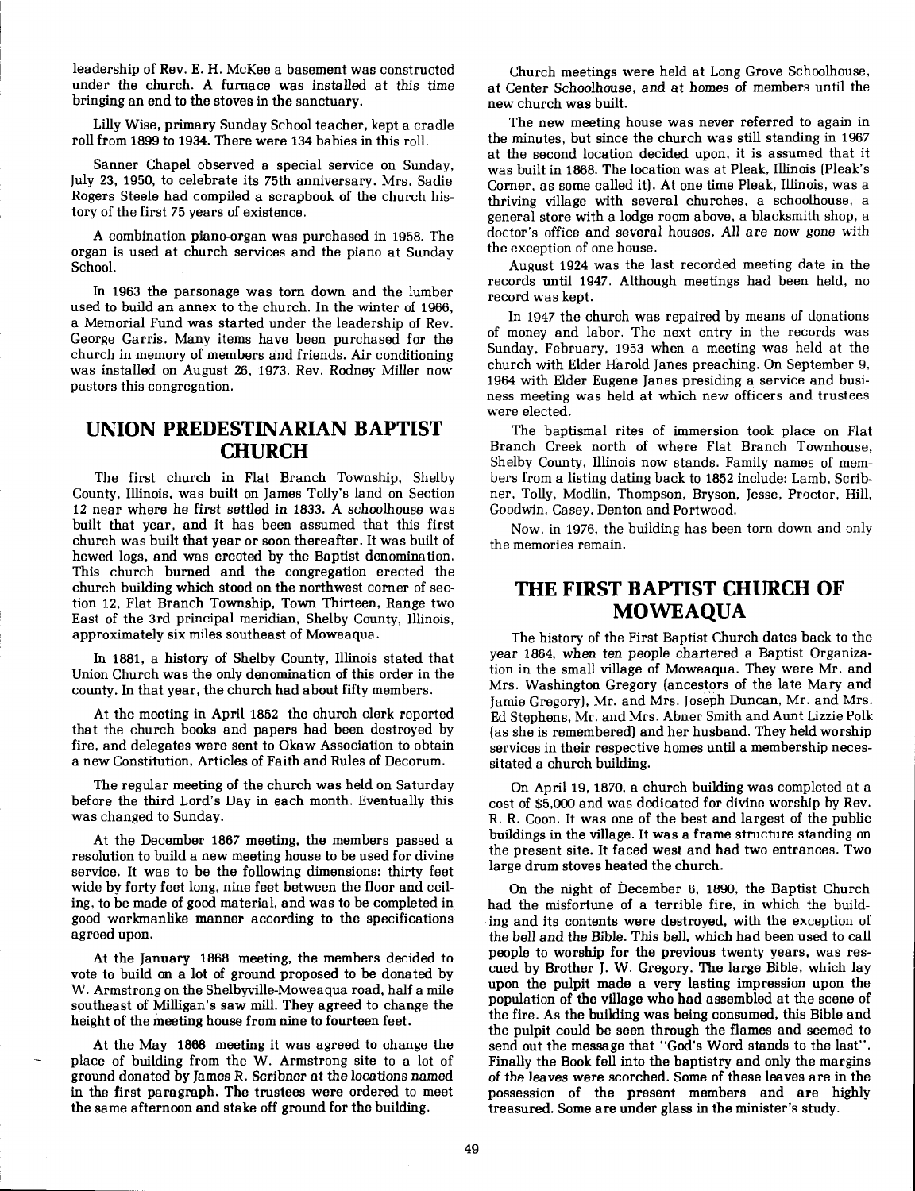leadership of Rev. E. H. McKee a basement was constructed under the church. A furnace was installed at this time bringing an end to the stoves in the sanctuary.

Lilly Wise, primary Sunday School teacher, kept a cradle roll from 1899 to 1934. There were 134 babies in this roll.

Sanner Chapel observed a special service on Sunday, July 23, 1950, to celebrate its 75th anniversary. Mrs. Sadie Rogers Steele had compiled a scrapbook of the church history of the first 75 years of existence.

A combination piano-organ was purchased in 1958. The organ is used at church services and the piano at Sunday School.

In 1963 the parsonage was torn down and the lumber used to build an annex to the church. In the winter of 1966, a Memorial Fund was started under the leadership of Rev. George Garris. Many items have been purchased for the church in memory of members and friends. Air conditioning was installed on August 26, 1973. Rev. Rodney Miller now pastors this congregation.

## UNION PREDESTINARIAN BAPTIST CHURCH

The first church in Flat Branch Township, Shelby County, Illinois, was built on James Tolly's land on Section 12 near where he first settled in 1833. A schoolhouse was built that year, and it has been assumed that this first church was built that year or soon thereafter. It was built of hewed logs, and was erected by the Baptist denomination. This church burned and the congregation erected the church building which stood on the northwest corner of section 12, Flat Branch Township, Town Thirteen, Range two East of the 3rd principal meridian, Shelby County, Illinois, approximately six miles southeast of Moweaqua.

In 1881, a history of Shelby County, Illinois stated that Union Church was the only denomination of this order in the county. In that year, the church had about fifty members.

At the meeting in April 1852 the church clerk reported that the church books and papers had been destroyed by fire, and delegates were sent to Okaw Association to obtain a new Constitution, Articles of Faith and Rules of Decorum.

The regular meeting of the church was held on Saturday before the third Lord's Day in each month. Eventually this was changed to Sunday.

At the December 1867 meeting, the members passed a resolution to build a new meeting house to be used for divine service. It was to be the following dimensions: thirty feet wide by forty feet long, nine feet between the floor and ceiling, to be made of good material, and was to be completed in good workmanlike manner according to the specifications agreed upon.

At the January 1868 meeting, the members decided to vote to build on a lot of ground proposed to be donated by W. Armstrong on the Shelbyville-Moweaqua road, half a mile southeast of Milligan's saw mill. They agreed to change the height of the meeting house from nine to fourteen feet.

At the May 1868 meeting it was agreed to change the place of building from the W. Armstrong site to a lot of ground donated by James R. Scribner at the locations named in the first paragraph. The trustees were ordered to meet the same afternoon and stake off ground for the building.

Church meetings were held at Long Grove Schoolhouse, at Center Schoolhouse, and at homes of members until the new church was built.

The new meeting house was never referred to again in the minutes, but since the church was still standing in 1967 at the second location decided upon, it is assumed that it was built in 1868. The location was at Pleak, Illinois (Pleak's Corner, as some called it). At one time Pleak, Illinois, was a thriving village with several churches, a schoolhouse, a general store with a lodge room above, a blacksmith shop, a doctor's office and several houses. All are now gone with the exception of one house.

August 1924 was the last recorded meeting date in the records until 1947. Although meetings had been held, no record was kept.

In 1947 the church was repaired by means of donations of money and labor. The next entry in the records was Sunday, February, 1953 when a meeting was held at the church with Elder Harold Janes preaching. On September 9, 1964 with Elder Eugene Janes presiding a service and business meeting was held at which new officers and trustees were elected.

The baptismal rites of immersion took place on Flat Branch Creek north of where Flat Branch Townhouse, Shelby County, Illinois now stands. Family names of members from a listing dating back to 1852 include: Lamb, Scribner, Tolly, Modlin, Thompson, Bryson, Jesse, Proctor, Hill, Goodwin, Casey, Denton and Portwood.

Now, in 1976, the building has been torn down and only the memories remain.

## THE FIRST BAPTIST CHURCH OF MOWEAQUA

The history of the First Baptist Church dates back to the year 1864, when ten people chartered a Baptist Organization in the small village of Moweaqua. They were Mr. and Mrs. Washington Gregory (ancestors of the late Mary and Jamie Gregory), Mr. and Mrs. Joseph Duncan, Mr. and Mrs. Ed Stephens, Mr. and Mrs. Abner Smith and Aunt Lizzie Polk (as she is remembered) and her husband. They held worship services in their respective homes until a membership necessitated a church building.

On April 19, 1870, a church building was completed at a cost of $5,000 and was dedicated for divine worship by Rev. R. R. Coon. It was one of the best and largest of the public buildings in the village. It was a frame structure standing on the present site. It faced west and had two entrances. Two large drum stoves heated the church.

On the night of December 6, 1890, the Baptist Church had the misfortune of a terrible fire, in which the building and its contents were destroyed, with the exception of the bell and the Bible. This bell, which had been used to call people to worship for the previous twenty years, was rescued by Brother J. W. Gregory. The large Bible, which lay upon the pulpit made a very lasting impression upon the population of the village who had assembled at the scene of the fire. As the building was being consumed, this Bible and the pulpit could be seen through the flames and seemed to send out the message that "God's Word stands to the last". Finally the Book fell into the baptistry and only the margins of the leaves were scorched. Some of these leaves are in the possession of the present members and are highly treasured. Some are under glass in the minister's study.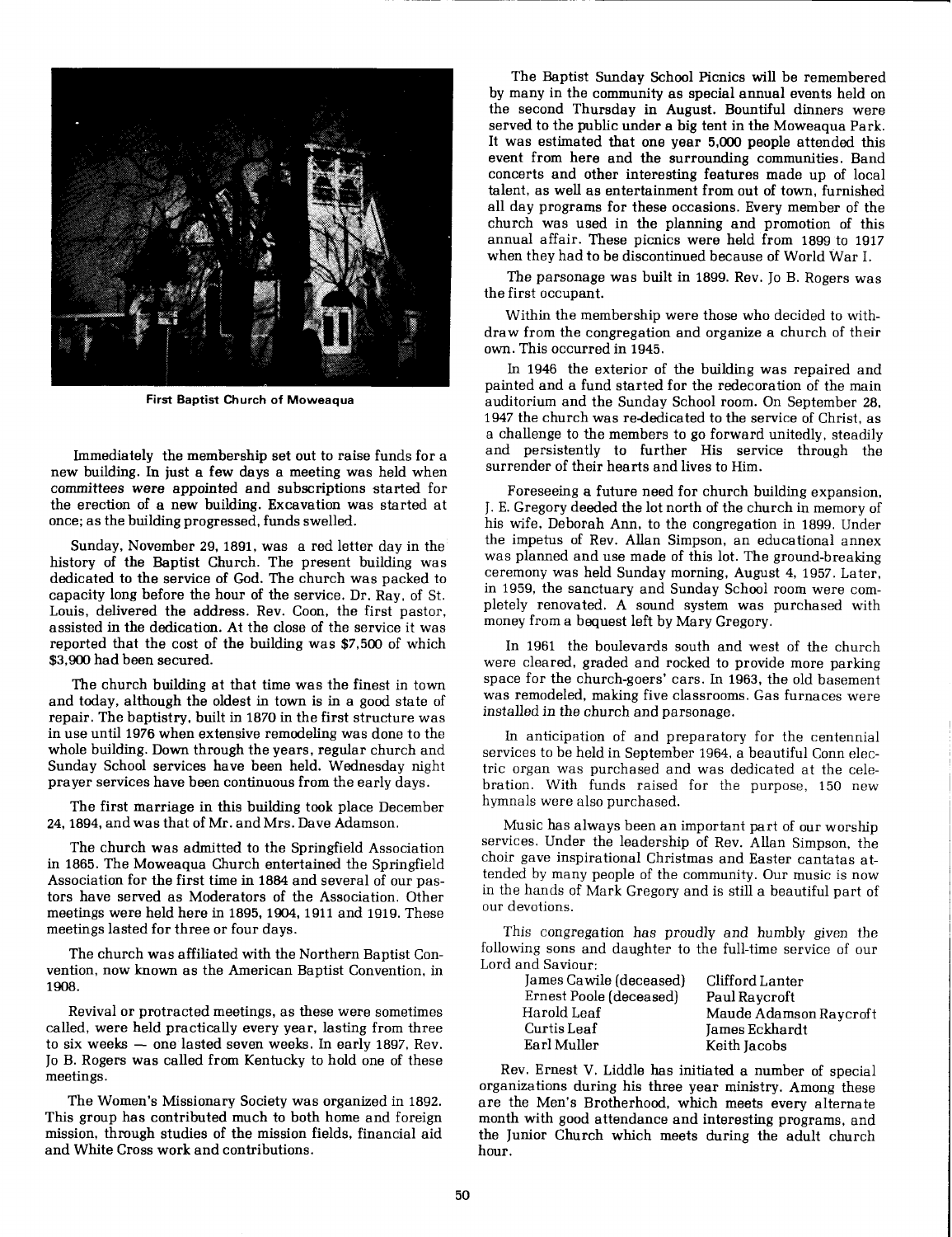First Baptist Church of Moweaqua

Immediately the membership set out to raise funds for a new building. In just a few days a meeting was held when committees were appointed and subscriptions started for the erection of a new building. Excavation was started at once; as the building progressed, funds swelled.

Sunday, November 29, 1891, was a red letter day in the history of the Baptist Church. The present building was dedicated to the service of God. The church was packed to capacity long before the hour of the service. Dr. Ray, of St. Louis, delivered the address. Rev. Coon, the first pastor, assisted in the dedication. At the close of the service it was reported that the cost of the building was $7,500 of which $3,900 had been secured.

The church building at that time was the finest in town and today, although the oldest in town is in a good state of repair. The baptistry, built in 1870 in the first structure was in use until 1976 when extensive remodeling was done to the whole building. Down through the years, regular church and Sunday School services have been held. Wednesday night prayer services have been continuous from the early days.

The first marriage in this building took place December 24, 1894, and was that of Mr. and Mrs. Dave Adamson.

The church was admitted to the Springfield Association in 1865. The Moweaqua Church entertained the Springfield Association for the first time in 1884 and several of our pastors have served as Moderators of the Association. Other meetings were held here in 1895, 1904, 1911 and 1919. These meetings lasted for three or four days.

The church was affiliated with the Northern Baptist Convention, now known as the American Baptist Convention, in 1908.

Revival or protracted meetings, as these were sometimes called, were held practically every year, lasting from three to six weeks — one lasted seven weeks. In early 1897, Rev. Jo B. Rogers was called from Kentucky to hold one of these meetings.

The Women's Missionary Society was organized in 1892. This group has contributed much to both home and foreign mission, through studies of the mission fields, financial aid and White Cross work and contributions.

The Baptist Sunday School Picnics will be remembered by many in the community as special annual events held on the second Thursday in August. Bountiful dinners were served to the public under a big tent in the Moweaqua Park. It was estimated that one year 5,000 people attended this event from here and the surrounding communities. Band concerts and other interesting features made up of local talent, as well as entertainment from out of town, furnished all day programs for these occasions. Every member of the church was used in the planning and promotion of this annual affair. These picnics were held from 1899 to 1917 when they had to be discontinued because of World War I.

The parsonage was built in 1899. Rev. Jo B. Rogers was the first occupant.

Within the membership were those who decided to withdraw from the congregation and organize a church of their own. This occurred in 1945.

In 1946 the exterior of the building was repaired and painted and a fund started for the redecoration of the main auditorium and the Sunday School room. On September 28, 1947 the church was re-dedicated to the service of Christ, as a challenge to the members to go forward unitedly, steadily and persistently to further His service through the surrender of their hearts and lives to Him.

Foreseeing a future need for church building expansion, J. E. Gregory deeded the lot north of the church in memory of his wife, Deborah Ann, to the congregation in 1899. Under the impetus of Rev. Allan Simpson, an educational annex was planned and use made of this lot. The ground-breaking ceremony was held Sunday morning, August 4, 1957. Later, in 1959, the sanctuary and Sunday School room were completely renovated. A sound system was purchased with money from a bequest left by Mary Gregory.

In 1961 the boulevards south and west of the church were cleared, graded and rocked to provide more parking space for the church-goers' cars. In 1963, the old basement was remodeled, making five classrooms. Gas furnaces were installed in the church and parsonage.

In anticipation of and preparatory for the centennial services to be held in September 1964, a beautiful Conn electric organ was purchased and was dedicated at the celebration. With funds raised for the purpose, 150 new hymnals were also purchased.

Music has always been an important part of our worship services. Under the leadership of Rev. Allan Simpson, the choir gave inspirational Christmas and Easter cantatas attended by many people of the community. Our music is now in the hands of Mark Gregory and is still a beautiful part of our devotions.

This congregation has proudly and humbly given the following sons and daughter to the full-time service of our Lord and Saviour:

| | |
|---|---|
| James Cawile (deceased) | Clifford Lanter |
| Ernest Poole (deceased) | Paul Raycroft |
| Harold Leaf | Maude Adamson Raycroft |
| Curtis Leaf | James Eckhardt |
| Earl Muller | Keith Jacobs |

Rev. Ernest V. Liddle has initiated a number of special organizations during his three year ministry. Among these are the Men's Brotherhood, which meets every alternate month with good attendance and interesting programs, and the Junior Church which meets during the adult church hour.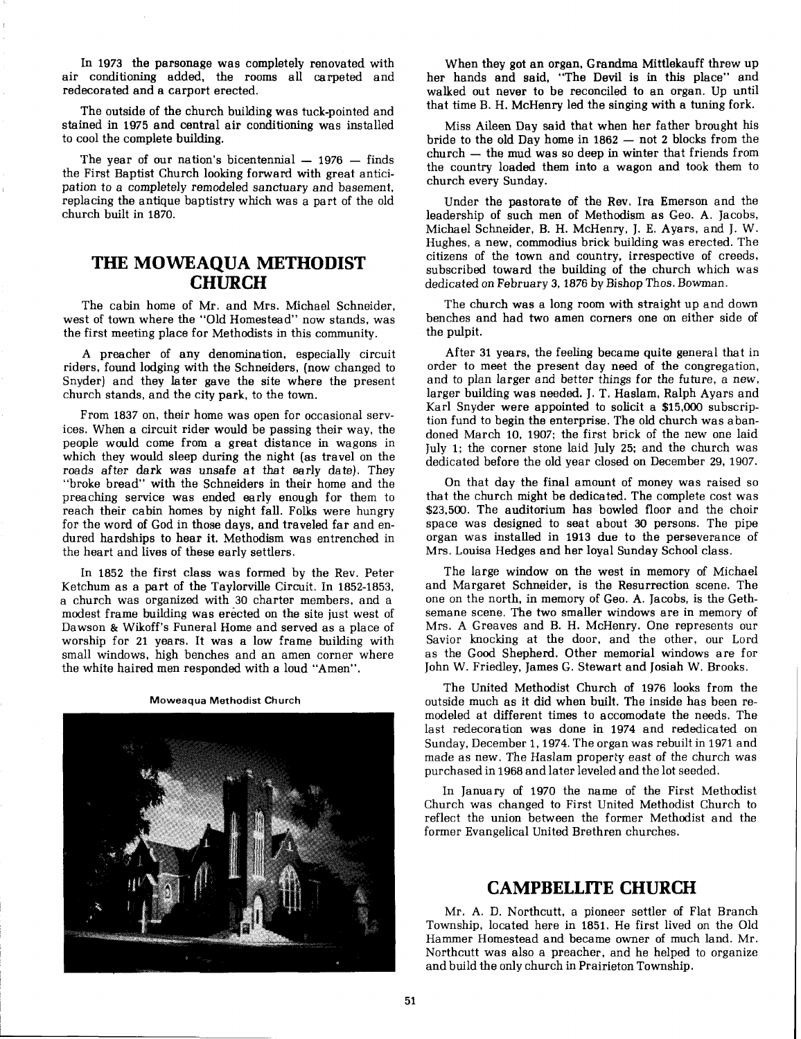In 1973 the parsonage was completely renovated with air conditioning added, the rooms all carpeted and redecorated and a carport erected.

The outside of the church building was tuck-pointed and stained in 1975 and central air conditioning was installed to cool the complete building.

The year of our nation's bicentennial — 1976 — finds the First Baptist Church looking forward with great anticipation to a completely remodeled sanctuary and basement, replacing the antique baptistry which was a part of the old church built in 1870.

## THE MOWEAQUA METHODIST CHURCH

The cabin home of Mr. and Mrs. Michael Schneider, west of town where the "Old Homestead" now stands, was the first meeting place for Methodists in this community.

A preacher of any denomination, especially circuit riders, found lodging with the Schneiders, (now changed to Snyder) and they later gave the site where the present church stands, and the city park, to the town.

From 1837 on, their home was open for occasional services. When a circuit rider would be passing their way, the people would come from a great distance in wagons in which they would sleep during the night (as travel on the roads after dark was unsafe at that early date). They "broke bread" with the Schneiders in their home and the preaching service was ended early enough for them to reach their cabin homes by night fall. Folks were hungry for the word of God in those days, and traveled far and endured hardships to hear it. Methodism was entrenched in the heart and lives of these early settlers.

In 1852 the first class was formed by the Rev. Peter Ketchum as a part of the Taylorville Circuit. In 1852-1853, a church was organized with 30 charter members, and a modest frame building was erected on the site just west of Dawson & Wikoff's Funeral Home and served as a place of worship for 21 years. It was a low frame building with small windows, high benches and an amen corner where the white haired men responded with a loud "Amen".

Moweaqua Methodist Church

When they got an organ, Grandma Mittlekauff threw up her hands and said, "The Devil is in this place" and walked out never to be reconciled to an organ. Up until that time B. H. McHenry led the singing with a tuning fork.

Miss Aileen Day said that when her father brought his bride to the old Day home in 1862 — not 2 blocks from the church — the mud was so deep in winter that friends from the country loaded them into a wagon and took them to church every Sunday.

Under the pastorate of the Rev. Ira Emerson and the leadership of such men of Methodism as Geo. A. Jacobs, Michael Schneider, B. H. McHenry, J. E. Ayars, and J. W. Hughes, a new, commodius brick building was erected. The citizens of the town and country, irrespective of creeds, subscribed toward the building of the church which was dedicated on February 3, 1876 by Bishop Thos. Bowman.

The church was a long room with straight up and down benches and had two amen corners one on either side of the pulpit.

After 31 years, the feeling became quite general that in order to meet the present day need of the congregation, and to plan larger and better things for the future, a new, larger building was needed. J. T. Haslam, Ralph Ayars and Karl Snyder were appointed to solicit a $15,000 subscription fund to begin the enterprise. The old church was abandoned March 10, 1907; the first brick of the new one laid July 1; the corner stone laid July 25; and the church was dedicated before the old year closed on December 29, 1907.

On that day the final amount of money was raised so that the church might be dedicated. The complete cost was $23,500. The auditorium has bowled floor and the choir space was designed to seat about 30 persons. The pipe organ was installed in 1913 due to the perseverance of Mrs. Louisa Hedges and her loyal Sunday School class.

The large window on the west in memory of Michael and Margaret Schneider, is the Resurrection scene. The one on the north, in memory of Geo. A. Jacobs, is the Gethsemane scene. The two smaller windows are in memory of Mrs. A Greaves and B. H. McHenry. One represents our Savior knocking at the door, and the other, our Lord as the Good Shepherd. Other memorial windows are for John W. Friedley, James G. Stewart and Josiah W. Brooks.

The United Methodist Church of 1976 looks from the outside much as it did when built. The inside has been remodeled at different times to accomodate the needs. The last redecoration was done in 1974 and rededicated on Sunday, December 1, 1974. The organ was rebuilt in 1971 and made as new. The Haslam property east of the church was purchased in 1968 and later leveled and the lot seeded.

In January of 1970 the name of the First Methodist Church was changed to First United Methodist Church to reflect the union between the former Methodist and the former Evangelical United Brethren churches.

## CAMPBELLITE CHURCH

Mr. A. D. Northcutt, a pioneer settler of Flat Branch Township, located here in 1851. He first lived on the Old Hammer Homestead and became owner of much land. Mr. Northcutt was also a preacher, and he helped to organize and build the only church in Prairieton Township.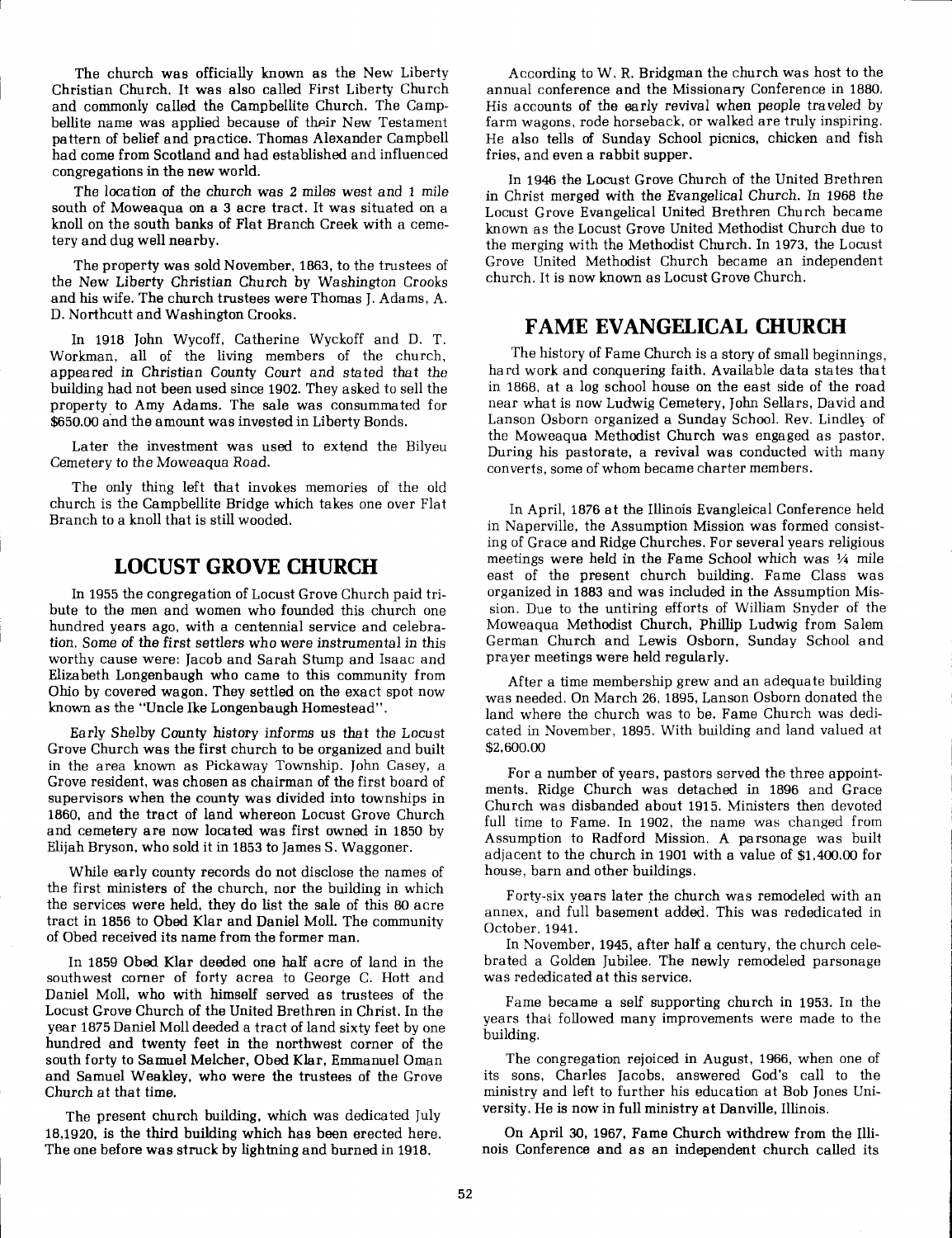The church was officially known as the New Liberty Christian Church. It was also called First Liberty Church and commonly called the Campbellite Church. The Campbellite name was applied because of their New Testament pattern of belief and practice. Thomas Alexander Campbell had come from Scotland and had established and influenced congregations in the new world.

The location of the church was 2 miles west and 1 mile south of Moweaqua on a 3 acre tract. It was situated on a knoll on the south banks of Flat Branch Creek with a cemetery and dug well nearby.

The property was sold November, 1863, to the trustees of the New Liberty Christian Church by Washington Crooks and his wife. The church trustees were Thomas J. Adams, A. D. Northcutt and Washington Crooks.

In 1918 John Wycoff, Catherine Wyckoff and D. T. Workman, all of the living members of the church, appeared in Christian County Court and stated that the building had not been used since 1902. They asked to sell the property to Amy Adams. The sale was consummated for $650.00 and the amount was invested in Liberty Bonds.

Later the investment was used to extend the Bilyeu Cemetery to the Moweaqua Road.

The only thing left that invokes memories of the old church is the Campbellite Bridge which takes one over Flat Branch to a knoll that is still wooded.

## LOCUST GROVE CHURCH

In 1955 the congregation of Locust Grove Church paid tribute to the men and women who founded this church one hundred years ago, with a centennial service and celebration. Some of the first settlers who were instrumental in this worthy cause were: Jacob and Sarah Stump and Isaac and Elizabeth Longenbaugh who came to this community from Ohio by covered wagon. They settled on the exact spot now known as the "Uncle Ike Longenbaugh Homestead".

Early Shelby County history informs us that the Locust Grove Church was the first church to be organized and built in the area known as Pickaway Township. John Casey, a Grove resident, was chosen as chairman of the first board of supervisors when the county was divided into townships in 1860, and the tract of land whereon Locust Grove Church and cemetery are now located was first owned in 1850 by Elijah Bryson, who sold it in 1853 to James S. Waggoner.

While early county records do not disclose the names of the first ministers of the church, nor the building in which the services were held, they do list the sale of this 80 acre tract in 1856 to Obed Klar and Daniel Moll. The community of Obed received its name from the former man.

In 1859 Obed Klar deeded one half acre of land in the southwest corner of forty acrea to George C. Hott and Daniel Moll, who with himself served as trustees of the Locust Grove Church of the United Brethren in Christ. In the year 1875 Daniel Moll deeded a tract of land sixty feet by one hundred and twenty feet in the northwest corner of the south forty to Samuel Melcher, Obed Klar, Emmanuel Oman and Samuel Weakley, who were the trustees of the Grove Church at that time.

The present church building, which was dedicated July 18,1920, is the third building which has been erected here. The one before was struck by lightning and burned in 1918.

According to W. R. Bridgman the church was host to the annual conference and the Missionary Conference in 1880. His accounts of the early revival when people traveled by farm wagons, rode horseback, or walked are truly inspiring. He also tells of Sunday School picnics, chicken and fish fries, and even a rabbit supper.

In 1946 the Locust Grove Church of the United Brethren in Christ merged with the Evangelical Church. In 1968 the Locust Grove Evangelical United Brethren Church became known as the Locust Grove United Methodist Church due to the merging with the Methodist Church. In 1973, the Locust Grove United Methodist Church became an independent church. It is now known as Locust Grove Church.

## FAME EVANGELICAL CHURCH

The history of Fame Church is a story of small beginnings, hard work and conquering faith. Available data states that in 1868, at a log school house on the east side of the road near what is now Ludwig Cemetery, John Sellars, David and Lanson Osborn organized a Sunday School. Rev. Lindley of the Moweaqua Methodist Church was engaged as pastor. During his pastorate, a revival was conducted with many converts, some of whom became charter members.

In April, 1876 at the Illinois Evangleical Conference held in Naperville, the Assumption Mission was formed consisting of Grace and Ridge Churches. For several years religious meetings were held in the Fame School which was ¼ mile east of the present church building. Fame Class was organized in 1883 and was included in the Assumption Mission. Due to the untiring efforts of William Snyder of the Moweaqua Methodist Church, Phillip Ludwig from Salem German Church and Lewis Osborn, Sunday School and prayer meetings were held regularly.

After a time membership grew and an adequate building was needed. On March 26, 1895, Lanson Osborn donated the land where the church was to be. Fame Church was dedicated in November, 1895. With building and land valued at $2,600.00

For a number of years, pastors served the three appointments. Ridge Church was detached in 1896 and Grace Church was disbanded about 1915. Ministers then devoted full time to Fame. In 1902, the name was changed from Assumption to Radford Mission. A parsonage was built adjacent to the church in 1901 with a value of $1,400.00 for house, barn and other buildings.

Forty-six years later the church was remodeled with an annex, and full basement added. This was rededicated in October, 1941.

In November, 1945, after half a century, the church celebrated a Golden Jubilee. The newly remodeled parsonage was rededicated at this service.

Fame became a self supporting church in 1953. In the years that followed many improvements were made to the building.

The congregation rejoiced in August, 1966, when one of its sons, Charles Jacobs, answered God's call to the ministry and left to further his education at Bob Jones University. He is now in full ministry at Danville, Illinois.

On April 30, 1967, Fame Church withdrew from the Illinois Conference and as an independent church called its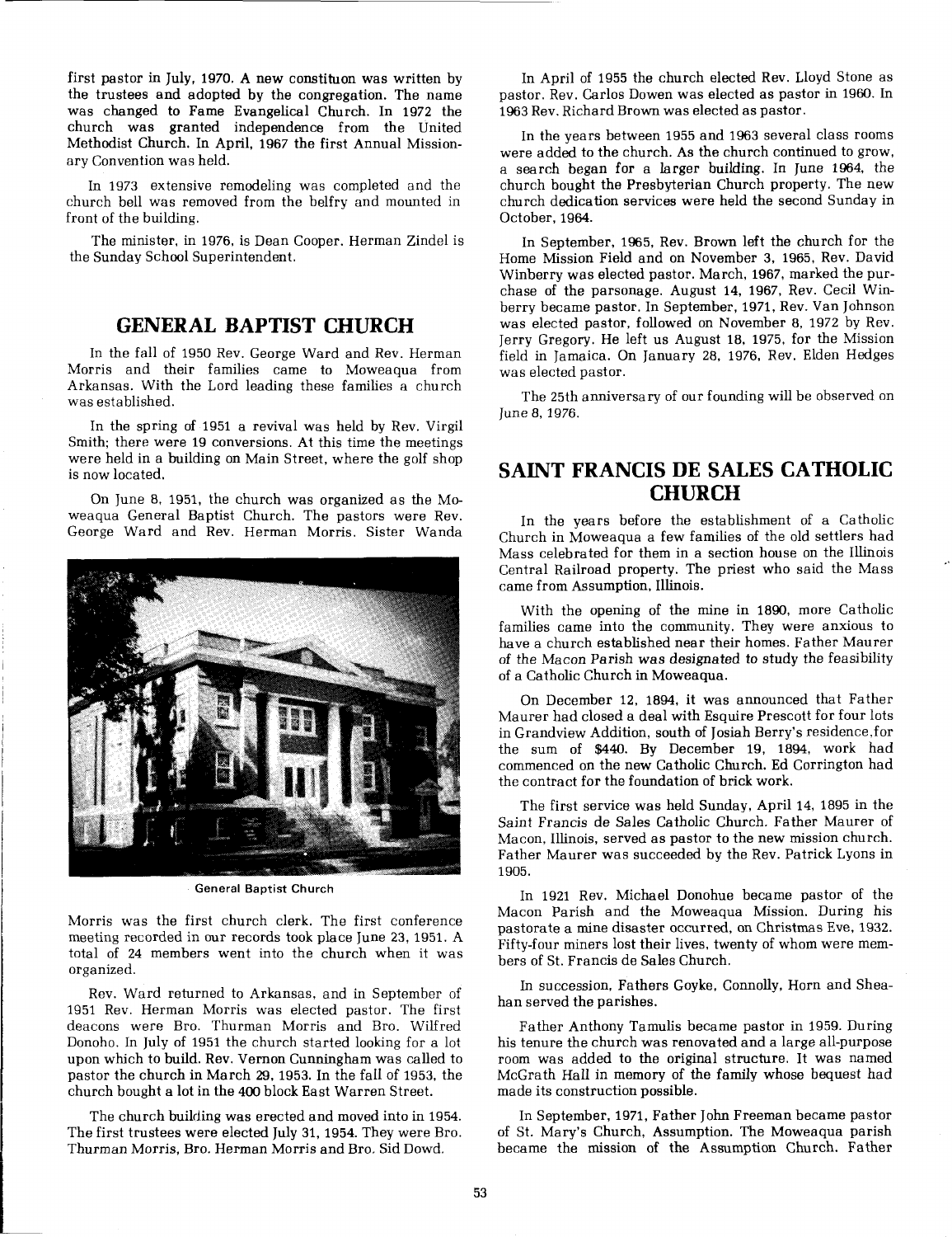first pastor in July, 1970. A new constituon was written by the trustees and adopted by the congregation. The name was changed to Fame Evangelical Church. In 1972 the church was granted independence from the United Methodist Church. In April, 1967 the first Annual Missionary Convention was held.

In 1973 extensive remodeling was completed and the church bell was removed from the belfry and mounted in front of the building.

The minister, in 1976, is Dean Cooper. Herman Zindel is the Sunday School Superintendent.

## GENERAL BAPTIST CHURCH

In the fall of 1950 Rev. George Ward and Rev. Herman Morris and their families came to Moweaqua from Arkansas. With the Lord leading these families a church was established.

In the spring of 1951 a revival was held by Rev. Virgil Smith; there were 19 conversions. At this time the meetings were held in a building on Main Street, where the golf shop is now located.

On June 8, 1951, the church was organized as the Moweaqua General Baptist Church. The pastors were Rev. George Ward and Rev. Herman Morris. Sister Wanda Morris was the first church clerk. The first conference meeting recorded in our records took place June 23, 1951. A total of 24 members went into the church when it was organized.

General Baptist Church

Rev. Ward returned to Arkansas, and in September of 1951 Rev. Herman Morris was elected pastor. The first deacons were Bro. Thurman Morris and Bro. Wilfred Donoho. In July of 1951 the church started looking for a lot upon which to build. Rev. Vernon Cunningham was called to pastor the church in March 29, 1953. In the fall of 1953, the church bought a lot in the 400 block East Warren Street.

The church building was erected and moved into in 1954. The first trustees were elected July 31, 1954. They were Bro. Thurman Morris, Bro. Herman Morris and Bro. Sid Dowd.

In April of 1955 the church elected Rev. Lloyd Stone as pastor. Rev. Carlos Dowen was elected as pastor in 1960. In 1963 Rev. Richard Brown was elected as pastor.

In the years between 1955 and 1963 several class rooms were added to the church. As the church continued to grow, a search began for a larger building. In June 1964, the church bought the Presbyterian Church property. The new church dedication services were held the second Sunday in October, 1964.

In September, 1965, Rev. Brown left the church for the Home Mission Field and on November 3, 1965, Rev. David Winberry was elected pastor. March, 1967, marked the purchase of the parsonage. August 14, 1967, Rev. Cecil Winberry became pastor. In September, 1971, Rev. Van Johnson was elected pastor, followed on November 8, 1972 by Rev. Jerry Gregory. He left us August 18, 1975, for the Mission field in Jamaica. On January 28, 1976, Rev. Elden Hedges was elected pastor.

The 25th anniversary of our founding will be observed on June 8, 1976.

## SAINT FRANCIS DE SALES CATHOLIC CHURCH

In the years before the establishment of a Catholic Church in Moweaqua a few families of the old settlers had Mass celebrated for them in a section house on the Illinois Central Railroad property. The priest who said the Mass came from Assumption, Illinois.

With the opening of the mine in 1890, more Catholic families came into the community. They were anxious to have a church established near their homes. Father Maurer of the Macon Parish was designated to study the feasibility of a Catholic Church in Moweaqua.

On December 12, 1894, it was announced that Father Maurer had closed a deal with Esquire Prescott for four lots in Grandview Addition, south of Josiah Berry's residence, for the sum of $440. By December 19, 1894, work had commenced on the new Catholic Church. Ed Corrington had the contract for the foundation of brick work.

The first service was held Sunday, April 14, 1895 in the Saint Francis de Sales Catholic Church. Father Maurer of Macon, Illinois, served as pastor to the new mission church. Father Maurer was succeeded by the Rev. Patrick Lyons in 1905.

In 1921 Rev. Michael Donohue became pastor of the Macon Parish and the Moweaqua Mission. During his pastorate a mine disaster occurred, on Christmas Eve, 1932. Fifty-four miners lost their lives, twenty of whom were members of St. Francis de Sales Church.

In succession, Fathers Goyke, Connolly, Horn and Sheahan served the parishes.

Father Anthony Tamulis became pastor in 1959. During his tenure the church was renovated and a large all-purpose room was added to the original structure. It was named McGrath Hall in memory of the family whose bequest had made its construction possible.

In September, 1971, Father John Freeman became pastor of St. Mary's Church, Assumption. The Moweaqua parish became the mission of the Assumption Church. Father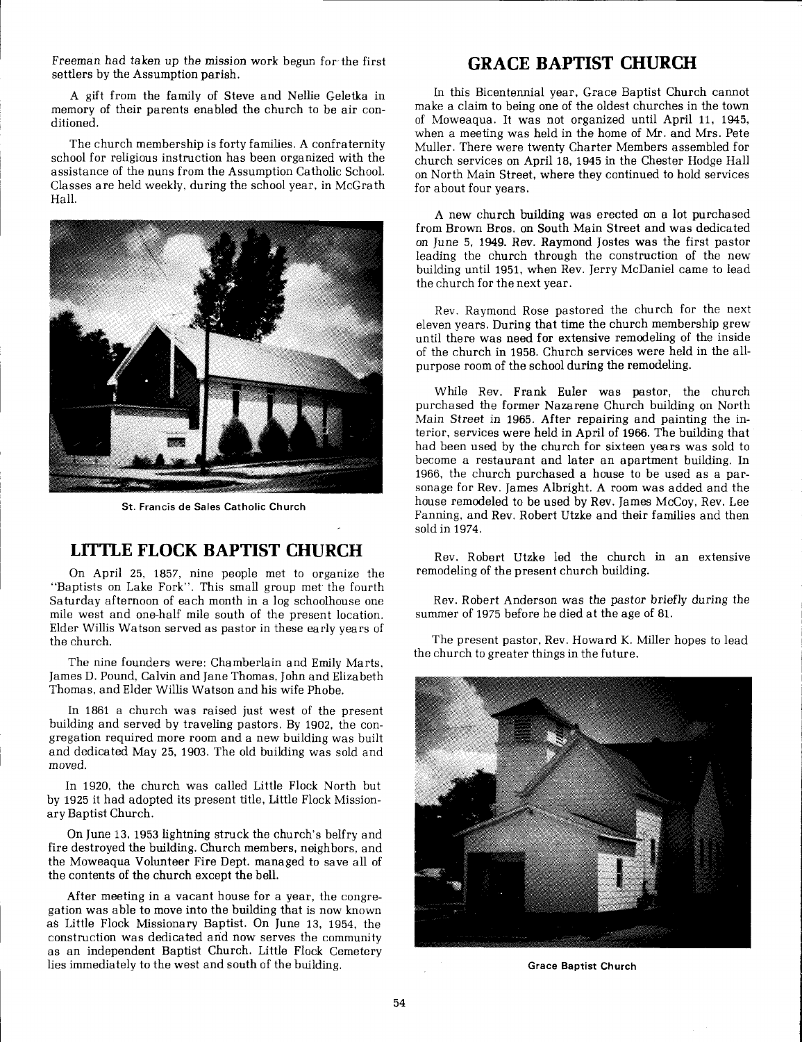Freeman had taken up the mission work begun for the first settlers by the Assumption parish.

A gift from the family of Steve and Nellie Geletka in memory of their parents enabled the church to be air conditioned.

The church membership is forty families. A confraternity school for religious instruction has been organized with the assistance of the nuns from the Assumption Catholic School. Classes are held weekly, during the school year, in McGrath Hall.

St. Francis de Sales Catholic Church

## LITTLE FLOCK BAPTIST CHURCH

On April 25, 1857, nine people met to organize the "Baptists on Lake Fork". This small group met the fourth Saturday afternoon of each month in a log schoolhouse one mile west and one-half mile south of the present location. Elder Willis Watson served as pastor in these early years of the church.

The nine founders were: Chamberlain and Emily Marts, James D. Pound, Calvin and Jane Thomas, John and Elizabeth Thomas, and Elder Willis Watson and his wife Phobe.

In 1861 a church was raised just west of the present building and served by traveling pastors. By 1902, the congregation required more room and a new building was built and dedicated May 25, 1903. The old building was sold and moved.

In 1920, the church was called Little Flock North but by 1925 it had adopted its present title, Little Flock Missionary Baptist Church.

On June 13, 1953 lightning struck the church's belfry and fire destroyed the building. Church members, neighbors, and the Moweaqua Volunteer Fire Dept. managed to save all of the contents of the church except the bell.

After meeting in a vacant house for a year, the congregation was able to move into the building that is now known as Little Flock Missionary Baptist. On June 13, 1954, the construction was dedicated and now serves the community as an independent Baptist Church. Little Flock Cemetery lies immediately to the west and south of the building.

## GRACE BAPTIST CHURCH

In this Bicentennial year, Grace Baptist Church cannot make a claim to being one of the oldest churches in the town of Moweaqua. It was not organized until April 11, 1945, when a meeting was held in the home of Mr. and Mrs. Pete Muller. There were twenty Charter Members assembled for church services on April 18, 1945 in the Chester Hodge Hall on North Main Street, where they continued to hold services for about four years.

A new church building was erected on a lot purchased from Brown Bros. on South Main Street and was dedicated on June 5, 1949. Rev. Raymond Jostes was the first pastor leading the church through the construction of the new building until 1951, when Rev. Jerry McDaniel came to lead the church for the next year.

Rev. Raymond Rose pastored the church for the next eleven years. During that time the church membership grew until there was need for extensive remodeling of the inside of the church in 1958. Church services were held in the all-purpose room of the school during the remodeling.

While Rev. Frank Euler was pastor, the church purchased the former Nazarene Church building on North Main Street in 1965. After repairing and painting the interior, services were held in April of 1966. The building that had been used by the church for sixteen years was sold to become a restaurant and later an apartment building. In 1966, the church purchased a house to be used as a parsonage for Rev. James Albright. A room was added and the house remodeled to be used by Rev. James McCoy, Rev. Lee Fanning, and Rev. Robert Utzke and their families and then sold in 1974.

Rev. Robert Utzke led the church in an extensive remodeling of the present church building.

Rev. Robert Anderson was the pastor briefly during the summer of 1975 before he died at the age of 81.

The present pastor, Rev. Howard K. Miller hopes to lead the church to greater things in the future.

Grace Baptist Church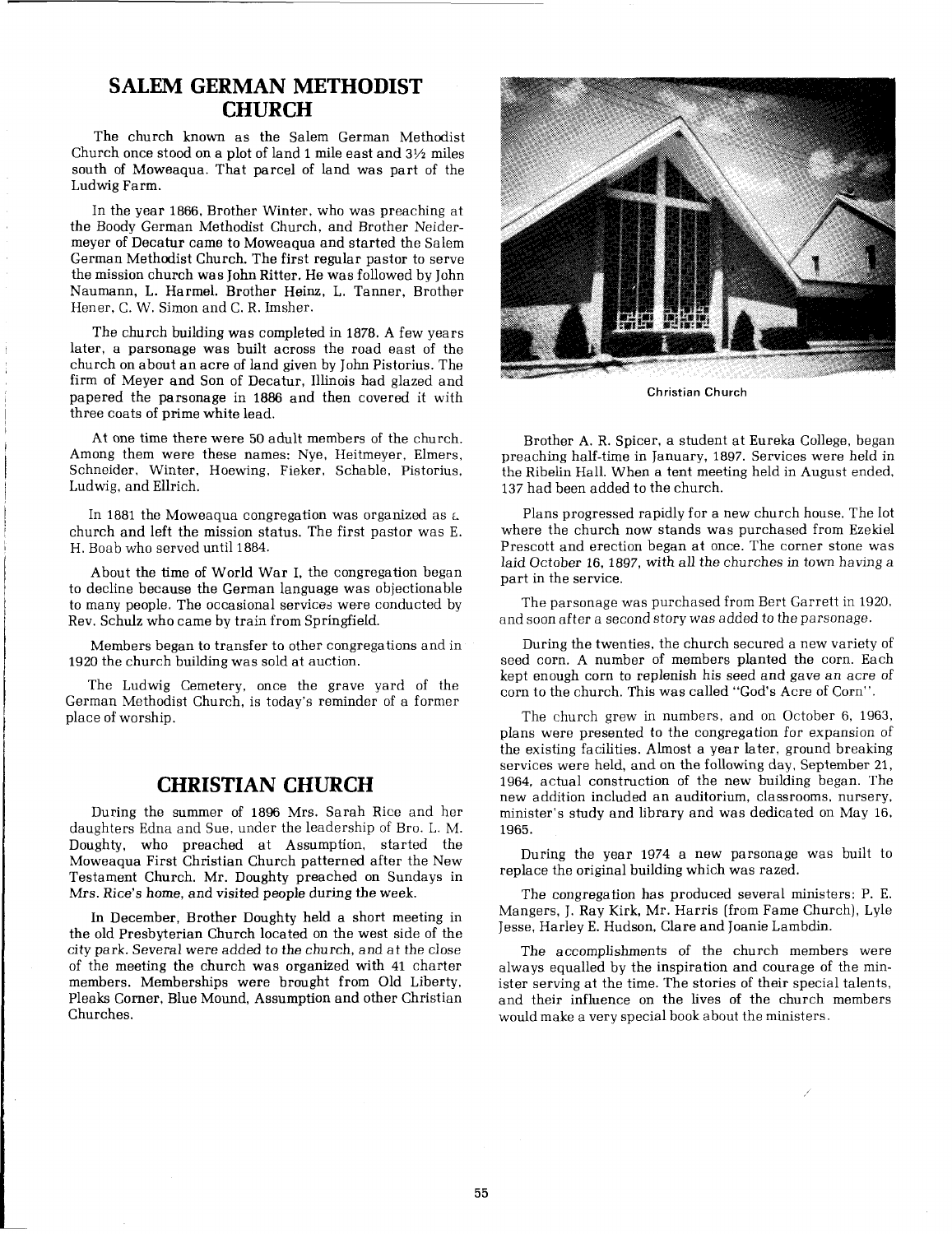## SALEM GERMAN METHODIST CHURCH

The church known as the Salem German Methodist Church once stood on a plot of land 1 mile east and 3½ miles south of Moweaqua. That parcel of land was part of the Ludwig Farm.

In the year 1866, Brother Winter, who was preaching at the Boody German Methodist Church, and Brother Neidermeyer of Decatur came to Moweaqua and started the Salem German Methodist Church. The first regular pastor to serve the mission church was John Ritter. He was followed by John Naumann, L. Harmel, Brother Heinz, L. Tanner, Brother Hener, C. W. Simon and C. R. Imsher.

The church building was completed in 1878. A few years later, a parsonage was built across the road east of the church on about an acre of land given by John Pistorius. The firm of Meyer and Son of Decatur, Illinois had glazed and papered the parsonage in 1886 and then covered it with three coats of prime white lead.

At one time there were 50 adult members of the church. Among them were these names: Nye, Heitmeyer, Elmers, Schneider, Winter, Hoewing, Fieker, Schable, Pistorius, Ludwig, and Ellrich.

In 1881 the Moweaqua congregation was organized as a church and left the mission status. The first pastor was E. H. Boab who served until 1884.

About the time of World War I, the congregation began to decline because the German language was objectionable to many people. The occasional services were conducted by Rev. Schulz who came by train from Springfield.

Members began to transfer to other congregations and in 1920 the church building was sold at auction.

The Ludwig Cemetery, once the grave yard of the German Methodist Church, is today's reminder of a former place of worship.

## CHRISTIAN CHURCH

During the summer of 1896 Mrs. Sarah Rice and her daughters Edna and Sue, under the leadership of Bro. L. M. Doughty, who preached at Assumption, started the Moweaqua First Christian Church patterned after the New Testament Church. Mr. Doughty preached on Sundays in Mrs. Rice's home, and visited people during the week.

In December, Brother Doughty held a short meeting in the old Presbyterian Church located on the west side of the city park. Several were added to the church, and at the close of the meeting the church was organized with 41 charter members. Memberships were brought from Old Liberty, Pleaks Corner, Blue Mound, Assumption and other Christian Churches.

Christian Church

Brother A. R. Spicer, a student at Eureka College, began preaching half-time in January, 1897. Services were held in the Ribelin Hall. When a tent meeting held in August ended, 137 had been added to the church.

Plans progressed rapidly for a new church house. The lot where the church now stands was purchased from Ezekiel Prescott and erection began at once. The corner stone was laid October 16, 1897, with all the churches in town having a part in the service.

The parsonage was purchased from Bert Garrett in 1920, and soon after a second story was added to the parsonage.

During the twenties, the church secured a new variety of seed corn. A number of members planted the corn. Each kept enough corn to replenish his seed and gave an acre of corn to the church. This was called "God's Acre of Corn".

The church grew in numbers, and on October 6, 1963, plans were presented to the congregation for expansion of the existing facilities. Almost a year later, ground breaking services were held, and on the following day, September 21, 1964, actual construction of the new building began. The new addition included an auditorium, classrooms, nursery, minister's study and library and was dedicated on May 16, 1965.

During the year 1974 a new parsonage was built to replace the original building which was razed.

The congregation has produced several ministers: P. E. Mangers, J. Ray Kirk, Mr. Harris (from Fame Church), Lyle Jesse, Harley E. Hudson, Clare and Joanie Lambdin.

The accomplishments of the church members were always equalled by the inspiration and courage of the minister serving at the time. The stories of their special talents, and their influence on the lives of the church members would make a very special book about the ministers.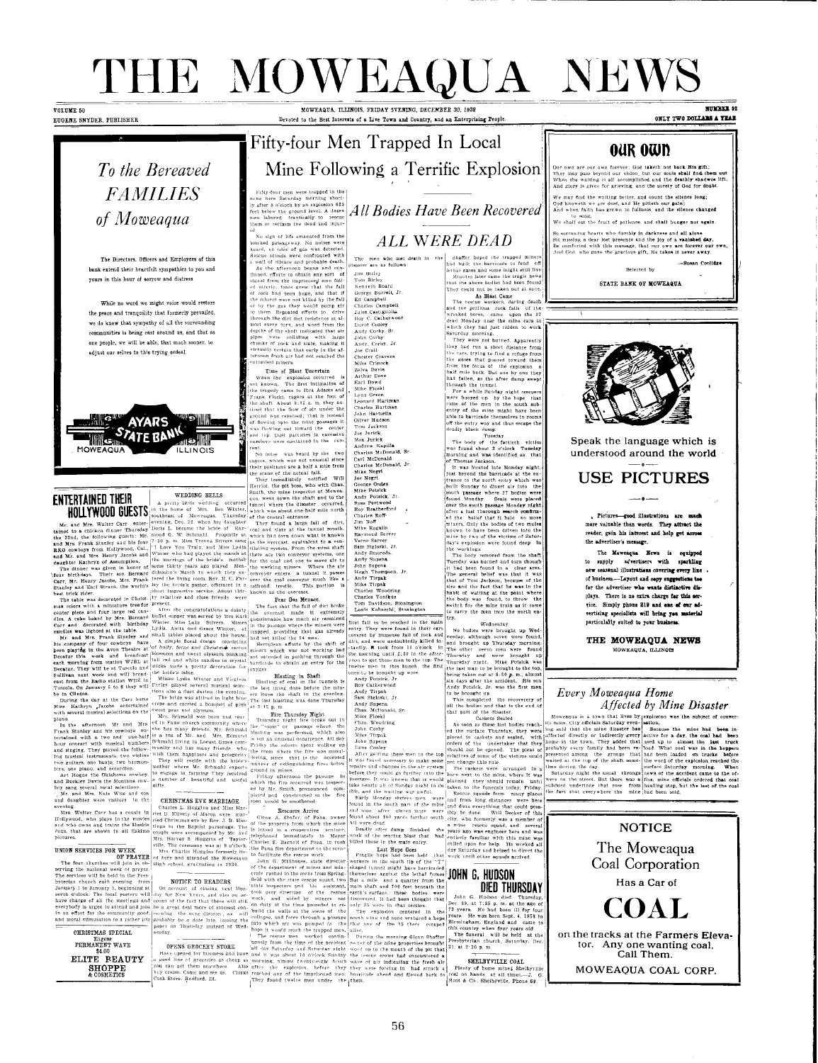# THE MOWEAQUA NEWS

VOLUME 50 — MOWEAQUA, ILLINOIS, FRIDAY EVENING, DECEMBER 30, 1932 — NUMBER 52

EUGENE SNYDER, PUBLISHER — Devoted to the Best Interests of a Live Town and Country, and an Enterprising People. — ONLY TWO DOLLARS A YEAR

## *To the Bereaved FAMILIES of Moweaqua*

The Directors, Officers and Employees of this bank extend their heartfelt sympathies to you and yours in this hour of sorrow and distress.

While no word we might voice would restore the peace and tranquility that formerly prevailed, we do know that sympathy of all the surrounding communities is being cast around us, and that as one people, we will be able, that much sooner, to adjust our selves to this trying ordeal.

AYARS STATE BANK — MOWEAQUA, ILLINOIS

## ENTERTAINED THEIR HOLLYWOOD GUESTS

Mr. and Mrs. Walter Carr entertained to a chicken dinner Thursday the 22nd, the following guests: Mr. and Mrs. Frank Stanley and his four RKO cowboys from Hollywood, Cal., and Mr. and Mrs. Henry Jacobs and daughter Kathryn of Assumption.

The dinner was given in honor of four birthdays. Their son Bernard Carr, Mr. Henry Jacobs, Mrs. Frank Stanley and Earl Strand, the world's best trick rider.

The table was decorated in Christmas colors with a miniature tree for center piece and four large red candles. A cake baked by Mrs. Bernard Carr and decorated with birthday candles was lighted at the table.

Mr. and Mrs. Frank Stanley and his company of four cowboys have been playing in the Avon Theater at Decatur this week and broadcast each morning from station WJBL at Decatur. They will be at Tuscola and Sullivan next week and will broadcast from the Radio station WILL in Tuscola. On January 6 to 8 they will be in Clinton.

During the day at the Carr home Miss Kathryn Jacobs entertained with several musical selections on the piano.

In the afternoon Mr. and Mrs. Frank Stanley and his cowboys entertained with a two and one-half hour concert with musical numbers and singing. They played the following musical instruments, two violins, two guitars, one banjo, two harmonicas, one piano, and accordion.

Art Hogue the Oklahoma cowboy, and Buckley Davis the Montana cowboy sang several vocal selections.

Mr. and Mrs. Nate Wise and son and daughter were visitors in the evening.

Mrs. Walter Carr has a cousin in Hollywood, who plays in the movies and who owns and trains the Huskie dogs, that are shown in all Eskimo pictures.

## UNION SERVICES FOR WEEK OF PRAYER

The four churches will join in observing the national week of prayer. The services will be held in the Presbyterian church each evening from January 1 to January 3, beginning at seven o'clock. The local pastors will have charge of all the meetings and everybody is urged to attend and join in an effort for the community good and moral stimulation to a richer life.

CHRISTMAS SPECIAL
Eugene
PERMANENT WAVE
$4.00
ELITE BEAUTY SHOPPE
& COSMETICS

## WEDDING BELLS

A pretty little wedding occurred in the home of Mrs. Ben Winter, southeast of Moweaqua, Thursday evening, Dec. 22, when her daughter Doris L. became the bride of Raymond G. W. Schmahl. Promptly at 7:30 p. m. Miss Treeva Stivers sang "I Love You Truly, and Miss Lydia Winter who had played the march at the marriage of the bride's mother some thirty years ago played Mendelssohn's March to which they entered the living room. Rev. H. C. Parley the bride's pastor, officiated in a short impressive service. About thirty relatives and close friends were present.

After the congratulations a dainty buffet supper was served by Mrs. Karl Winter, Miss Lola Stivers, Misses Lydia, Anita and Grace Winter, at small tables placed about the house.

A simple floral design consisting of holly, ferns and Christmas cactus blossoms and sweet alyssum banking tall red and white candles in crystal sticks made a pretty decoration for the bride's table.

Misses Lydia Winter and Virginia Finley played several musical selections also a duet during the evening.

The bride was attired in light blue crepe and carried a bouquet of pink sweet peas and alyssum.

Mrs. Schmahl was born and reared in Pana church community where she has many friends. Mr. Schmahl is a son of Mr. and Mrs. Edmund Schmahl living in Locust Grove community and has many friends who wish them happiness and prosperity. They will reside with the bride's mother where Mr. Schmahl expects to engage in farming. They received a number of beautiful and useful gifts.

## CHRISTMAS EVE MARRIAGE

Charles L. Huggins and Miss Harriet D. Hively of Macon were married Christmas eve by Rev. J. R. Rawlings in the Baptist parsonage. The couple were accompanied by Mr. and Mrs. Harvey S. Huggins of Taylorville. The ceremony was at 8 o'clock.

Mrs. Charles Huggins formerly lived here and attended the Moweaqua high school, graduating in 1930.

## NOTICE TO READERS

On account of closing next Monday for New Years, and also on account of the fact that there will still be a great deal more of interest concerning the mine disaster, we will probably be a date late, issuing the paper on Thursday instead of Wednesday.

## OPENS GROCERY STORE

Have opened for business and have a good line of groceries as cheap as you can get them anywhere. Also key cream. Come and see us. Clarks Cash Store, Radford, Ill.

# Fifty-four Men Trapped In Local Mine Following a Terrific Explosion

Fifty-four men were trapped in the mine here Saturday morning shortly after 8 o'clock by an explosion 625 feet below the ground level. A dozen men labored frantically to rescue them or reclaim the dead and injured.

No sign of life emanated from the blocked passageway. No noises were heard, no odor of gas was detected. Rescue squads were confronted with a wall of silence and probable death.

As the afternoon began and continued, efforts to obtain any sort of signal from the imprisoned men failed utterly, fears grew that the fall of rock had been huge, and that if the miners were not killed by the fall or by the gas they would pump air to them. Repeated efforts to drive through the dirt met resistance at almost every turn, and word from the depths of the shaft indicated that air pipes were colliding with large chunks of rock and slate, making it virtually certain that early in the afternoon fresh air had not reached the entombed miners.

### Time of Blast Uncertain

When the explosion occurred is not known. The first intimation of the tragedy came to Ibra Adams and Frank Floski, cagers at the foot of the shaft. About 8:15 a. m. they noticed that the flow of air under the ground was reversed; that is instead of flowing into the mine passages it was flowing out toward the center and top. Dust particles in excessive numbers were contained in the current.

No noise was heard by the two cagers, which was not unusual since their positions are a half a mile from the scene of the actual fall.

They immediately notified Will Herriot, the pit boss, who with Chas. Smith, the mine inspector at Moweaqua, went down the shaft and to the tunnel where the disaster occurred, which was about one-half mile north of the central entrance.

They found a large fall of dirt, coal and slate at the tunnel mouth, which had torn down what is known as the overcast, equivalent to a ventilating system. From the mine shaft there are two conveyor systems, one for the coal and one to move air to the working miners. Where the air conveyor enters a tunnel it passes over the coal conveyor much like a railroad trestle. This portion is known as the overcast.

### Fear Gas Menace

The fact that the fall of dirt broke the overcast made it extremely questionable how much air remained in the passage where the miners were trapped, providing that gas already had not killed the 54 men.

Herculean efforts by the shift of miners which was not working had not succeeded in pushing through the barricade to obtain an entry for the oxygen.

### Blasting in Shaft

Blasting of coal in the tunnels is the last thing done before the miners leave the shaft in the evening. The last blasting was done Thursday at 3:45 p. m.

### Fire Thursday Night

Thursday night fire broke out in the "room" or passage where the blasting was performed, which also is not an unusual occurrence. All day Friday the miners spent walling up the room where the fire was smoldering, since that is the accepted manner of extinguishing fires below ground in mines.

Friday afternoon the passage in which the fire occurred was inspected by Mr. Smith, pronounced completed and constructed so the fire soon would be smothered.

### Rescuers Arrive

Glenn A. Shafer, of Pana, owner of the property from which the mine is leased in a cooperative venture, telephoned immediately to Mayor Charles E. Barnett of Pana, to rush the Pana fire department to the scene to facilitate the rescue work.

John G. Millhouse, state director of the department of mines and minerals rushed to the scene from Springfield with the state rescue squad, two state inspectors and his assistant, took over direction of the rescue work, and aided by miners not on duty at the time proceeded to rebuild the walls at the scene of the collapse, and force through a passage into which air was pumped in the hope it would reach the trapped men.

The rescue men worked continuously from the time of the accident all day Saturday and Saturday night and it was about 10 o'clock Sunday morning, almost twenty-six hours after the explosion, before they reached any of the imprisoned men. They found twelve men under the

## All Bodies Have Been Recovered

## ALL WERE DEAD

The men who met death in the disaster are as follows:

Jim Birley
Tom Birley
Kenneth Board
George Burrell, Jr.
Ed Campbell
Charles Campbell
Jules Castignolla
Roy C. Catherwood
David Cooley
Andy Corby, Sr.
John Corby
Andy Corby, Jr.
Joe Crall
Chester Cravens
Mike Crinock
Zelva Davis
Arthur Dove
Earl Dowd
Mike Floski
Lynn Green
Leonard Hartman
Charles Hartman
John Hartsella
Oliver Hudson
Tom Jackson
Joe Jurick
Max Jurick
Andrew Kapilla
Charles McDonald, Sr.
Carl McDonald
Charles McDonald, Jr.
Mike Negri
Joe Negri
George Ondes
Mike Potsick
Andy Potsick, Jr.
Ross Portwood
Roy Reatherford
Charles Roff
Jim Roff
Mike Rogalla
Raymond Sarver
Verne Sarver
Sam Sigloski, Jr.
Andy Smorods
Andy Supena
John Supena
Hugh Thompson, Jr.
Andy Tirpak
Mike Tirpak
Charles Woodring
Charles Yonikus
Tom Davidson, Stonington
Louis Kabaschi, Stonington

first fall to be reached in the main entry. They were found in their cars covered by immense fall of rock and dirt, and were undoubtedly killed instantly. It took from 10 o'clock in the morning until 2:30 in the afternoon to get those men to the top. The twelve men in this bunch, the first ones to be brought up were:

Andy Potsick
Roy Catherwood
Andy Tirpak
Sam Sigloski, Jr.
Andy Supena
Chas. McDonald, Sr.
Mike Floski
Chas. Woodring
John Corby
Mike Tirpak
John Supena
Dave Cooley

After getting these men to the top it was found necessary to make some repairs and changes in the air system before they could go further into the passages. It was known that it would take nearly all of Sunday night to do this, and the waiting was awful.

Early Monday sixteen men were found in the south part of the mine and soon after eleven more were found about 100 yards farther south. All were dead.

Deadly after damp finished the work of the searing blast that had killed those in the main entry.

The explosion centered in the south wing and none ventured a hope that any of the 54 there escaped alive.

### Last Hope Goes

Fragile hope had been held that workers in the south tip of the "T" shaped tunnel might have barricaded themselves against the lethal fumes. But a mile and a quarter from the main shaft and 700 feet beneath the earth's surface, these bodies were discovered. It had been thought that only 25 were in that section.

During the morning Glenn Shafter owner of the mine properties brought word up to the mouth of the pit that the rescue crews had encountered a wave of air indicating the fresh air they were forcing in had struck a barricade ahead and flowed back to them.

Shafter hoped the trapped miners had built the barricade to fend off lethal gases and some might still live.

Minutes later came the tragic news that the above bodies had been found. They could not be taken out at once.

### As Blast Came

The rescue workers, daring death and the perilous rock falls of the wrecked bores, came upon the 27 dead Monday near the mine cars in which they had just ridden to work Saturday morning.

They were not burned. Apparently they had run a short distance from the cars, trying to find a refuge from the gases that poured toward them from the focus of the explosion a half mile back. But one by one they had fallen, as the after damp swept through the tunnel.

For a while Sunday night rescuers were buoyed up by the hope that some of the men in the south sub-entry of the mine might have been able to barricade themselves in rooms off the entry way and thus escape the deadly black damp.

### Tuesday

The body of the fortieth victim was found about 3 o'clock Tuesday morning and was identified as that of Thomas Jackson.

It was located late Monday night, just beyond the barricade at the entrance to the north entry which was built Sunday to divert air into the south passage where 27 bodies were found Monday. Seals were placed over the south passage Monday night after a last thorough search confirmed the belief that it held no more miners. Only the bodies of two mules known to have been driven into the mine by two of the victims of Saturday's explosion were found deep in the workings.

The body removed from the shaft Tuesday was burned and torn though it had been found in a clear area. The general belief was that it was that of Tom Jackson, because of the size and the fact that he was in the habit of waiting at the point where the body was found, to throw the switch for the mine train as it came to carry the men into the north entry.

### Wednesday

No bodies were brought up Wednesday, although seven were found, and brought up Thursday morning. The other seven men were found Thursday and were brought up Thursday night. Mike Potsick, was the last man to be brought to the top, being taken out at 8:50 p. m., almost six days after the accident. His son Andy Potsick, Jr. was the first man to be brought up.

This completed the recovery of all the bodies and that is the end of that part of the disaster.

### Caskets Sealed

As soon as these last bodies reaching the surface Thursday, they were placed in caskets and sealed, with orders of the undertaker that they should not be opened. The pleas of relatives of some of the victims could not change this rule.

The caskets were arranged in a barn near to the mine, where it was planned they should remain until taken to the funerals today, Friday.

Rescue squads from many places and direct everything that could possibly be done. Will Becker of this city, who formerly was a member of a mine rescue squad, and several years ago was engineer here and was entirely familiar with this mine was called upon for help. He worked all day Saturday and helped to direct the work until other squads arrived.

## JOHN G. HUDSON DIED THURSDAY

John G. Hudson died Thursday, Dec. 29, at 7:55 p. m. at the age of 72 years. He had been ill for four years. He was born Sept. 4, 1858 in Birmingham, England and came to this country when four years old.

The funeral will be held at the Presbyterian church, Saturday, Dec. 31, at 2:30 p. m.

SHELBYVILLE COAL

Plenty of home mined Shelbyville coal on hands at all times.—J. G. Root & Co., Shelbyville, Phone 62.

## OUR OWN

Our own are our own forever; God taketh not back His gift;
They may pass beyond our vision, but our souls shall find them out
When the waiting is all accomplished, and the deathly shadows lift,
And glory is given for grieving, and the surety of God for doubt.

We may find the waiting bitter, and count the silence long;
God knoweth we are dust, and He pitieth our pain;
And when faith has grown to fullness, and the silence changed to song,
We shall eat the fruit of patience, and shall hunger not again.

So sorrowing hearts who dumbly in darkness and all alone
Sit missing a dear lost presence and the joy of a vanished day,
Be comforted with this message, that our own are forever our own,
And God, who gave the gracious gift, He takes it never away.

—Susan Coolidge

Selected by
STATE BANK OF MOWEAQUA

Speak the language which is understood around the world

## USE PICTURES

Pictures—good illustrations are much more valuable than words. They attract the reader, gain his interest and help get across the advertiser's message.

The Moweaqua News is equipped to supply advertisers with sparkling new seasonal illustrations covering every line of business.—Layout and copy suggestions too for the advertiser who wants distinctive displays. There is no extra charge for this service. Simply phone 219 and one of our advertising specialists will bring you material particularly suited to your business.

THE MOWEAQUA NEWS
MOWEAQUA, ILLINOIS

## *Every Moweaqua Home Affected by Mine Disaster*

Moweaqua is a town that lives by its mine. City officials Saturday evening said that the mine disaster has affected directly or indirectly every home in the town. They added that probably every family had been represented among the groups that waited at the top of the shaft sometime during the day.

Saturday night the usual throngs were on the street. But there was a subdued undertone that rose from the fact that everywhere the mine explosion was the subject of conversation.

Because the mine had been inactive for a day, the coal had been used up to almost the last truck load. What coal was in the hoppers had been loaded on trucks before the word of the explosion reached the surface Saturday morning. When news of the accident came to the officials, mine officials ordered that coal hauling stop, but the last of the coal had been sold.

## NOTICE

The Moweaqua Coal Corporation

Has a Car of

# COAL

on the tracks at the Farmers Elevator. Any one wanting coal, Call Them.

MOWEAQUA COAL CORP.